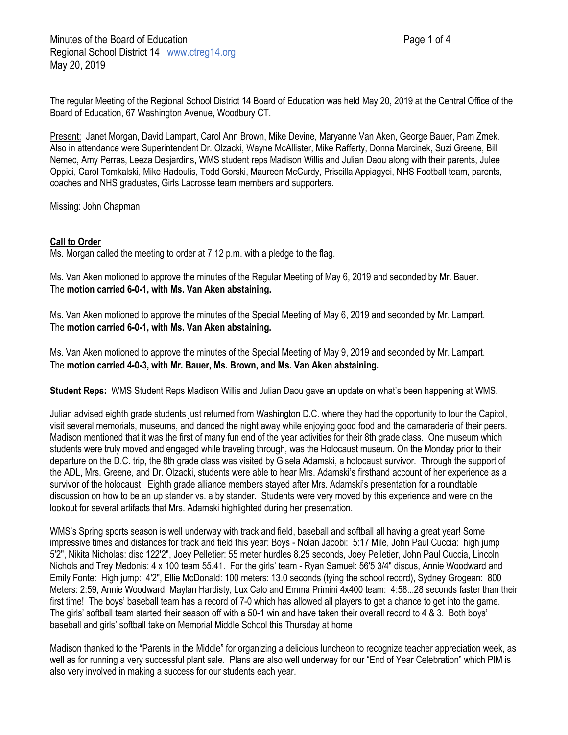Minutes of the Board of Education
Regional School District 14 www.ctreg14.org
May 20, 2019

The regular Meeting of the Regional School District 14 Board of Education was held May 20, 2019 at the Central Office of the Board of Education, 67 Washington Avenue, Woodbury CT.

Present: Janet Morgan, David Lampart, Carol Ann Brown, Mike Devine, Maryanne Van Aken, George Bauer, Pam Zmek. Also in attendance were Superintendent Dr. Olzacki, Wayne McAllister, Mike Rafferty, Donna Marcinek, Suzi Greene, Bill Nemec, Amy Perras, Leeza Desjardins, WMS student reps Madison Willis and Julian Daou along with their parents, Julee Oppici, Carol Tomkalski, Mike Hadoulis, Todd Gorski, Maureen McCurdy, Priscilla Appiagyei, NHS Football team, parents, coaches and NHS graduates, Girls Lacrosse team members and supporters.

Missing: John Chapman

**Call to Order**

Ms. Morgan called the meeting to order at 7:12 p.m. with a pledge to the flag.

Ms. Van Aken motioned to approve the minutes of the Regular Meeting of May 6, 2019 and seconded by Mr. Bauer. The **motion carried 6-0-1, with Ms. Van Aken abstaining.**

Ms. Van Aken motioned to approve the minutes of the Special Meeting of May 6, 2019 and seconded by Mr. Lampart. The **motion carried 6-0-1, with Ms. Van Aken abstaining.**

Ms. Van Aken motioned to approve the minutes of the Special Meeting of May 9, 2019 and seconded by Mr. Lampart. The **motion carried 4-0-3, with Mr. Bauer, Ms. Brown, and Ms. Van Aken abstaining.**

**Student Reps:** WMS Student Reps Madison Willis and Julian Daou gave an update on what's been happening at WMS.

Julian advised eighth grade students just returned from Washington D.C. where they had the opportunity to tour the Capitol, visit several memorials, museums, and danced the night away while enjoying good food and the camaraderie of their peers. Madison mentioned that it was the first of many fun end of the year activities for their 8th grade class. One museum which students were truly moved and engaged while traveling through, was the Holocaust museum. On the Monday prior to their departure on the D.C. trip, the 8th grade class was visited by Gisela Adamski, a holocaust survivor. Through the support of the ADL, Mrs. Greene, and Dr. Olzacki, students were able to hear Mrs. Adamski's firsthand account of her experience as a survivor of the holocaust. Eighth grade alliance members stayed after Mrs. Adamski's presentation for a roundtable discussion on how to be an up stander vs. a by stander. Students were very moved by this experience and were on the lookout for several artifacts that Mrs. Adamski highlighted during her presentation.

WMS's Spring sports season is well underway with track and field, baseball and softball all having a great year! Some impressive times and distances for track and field this year: Boys - Nolan Jacobi: 5:17 Mile, John Paul Cuccia: high jump 5'2", Nikita Nicholas: disc 122'2", Joey Pelletier: 55 meter hurdles 8.25 seconds, Joey Pelletier, John Paul Cuccia, Lincoln Nichols and Trey Medonis: 4 x 100 team 55.41. For the girls' team - Ryan Samuel: 56'5 3/4" discus, Annie Woodward and Emily Fonte: High jump: 4'2", Ellie McDonald: 100 meters: 13.0 seconds (tying the school record), Sydney Grogean: 800 Meters: 2:59, Annie Woodward, Maylan Hardisty, Lux Calo and Emma Primini 4x400 team: 4:58...28 seconds faster than their first time! The boys' baseball team has a record of 7-0 which has allowed all players to get a chance to get into the game. The girls' softball team started their season off with a 50-1 win and have taken their overall record to 4 & 3. Both boys' baseball and girls' softball take on Memorial Middle School this Thursday at home

Madison thanked to the "Parents in the Middle" for organizing a delicious luncheon to recognize teacher appreciation week, as well as for running a very successful plant sale. Plans are also well underway for our "End of Year Celebration" which PIM is also very involved in making a success for our students each year.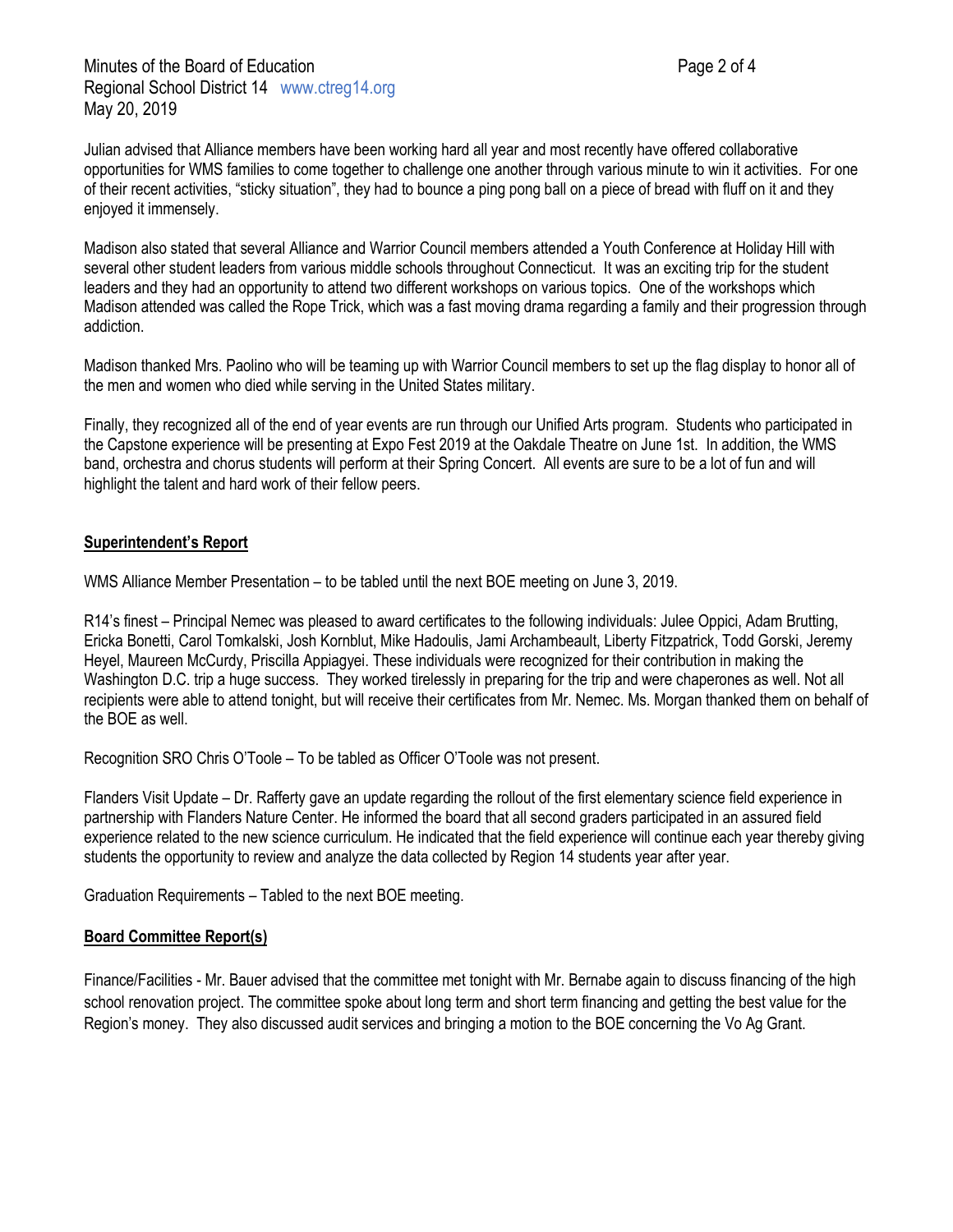Julian advised that Alliance members have been working hard all year and most recently have offered collaborative opportunities for WMS families to come together to challenge one another through various minute to win it activities. For one of their recent activities, "sticky situation", they had to bounce a ping pong ball on a piece of bread with fluff on it and they enjoyed it immensely.

Madison also stated that several Alliance and Warrior Council members attended a Youth Conference at Holiday Hill with several other student leaders from various middle schools throughout Connecticut. It was an exciting trip for the student leaders and they had an opportunity to attend two different workshops on various topics. One of the workshops which Madison attended was called the Rope Trick, which was a fast moving drama regarding a family and their progression through addiction.

Madison thanked Mrs. Paolino who will be teaming up with Warrior Council members to set up the flag display to honor all of the men and women who died while serving in the United States military.

Finally, they recognized all of the end of year events are run through our Unified Arts program. Students who participated in the Capstone experience will be presenting at Expo Fest 2019 at the Oakdale Theatre on June 1st. In addition, the WMS band, orchestra and chorus students will perform at their Spring Concert. All events are sure to be a lot of fun and will highlight the talent and hard work of their fellow peers.

**Superintendent's Report**

WMS Alliance Member Presentation – to be tabled until the next BOE meeting on June 3, 2019.

R14's finest – Principal Nemec was pleased to award certificates to the following individuals: Julee Oppici, Adam Brutting, Ericka Bonetti, Carol Tomkalski, Josh Kornblut, Mike Hadoulis, Jami Archambeault, Liberty Fitzpatrick, Todd Gorski, Jeremy Heyel, Maureen McCurdy, Priscilla Appiagyei. These individuals were recognized for their contribution in making the Washington D.C. trip a huge success. They worked tirelessly in preparing for the trip and were chaperones as well. Not all recipients were able to attend tonight, but will receive their certificates from Mr. Nemec. Ms. Morgan thanked them on behalf of the BOE as well.

Recognition SRO Chris O'Toole – To be tabled as Officer O'Toole was not present.

Flanders Visit Update – Dr. Rafferty gave an update regarding the rollout of the first elementary science field experience in partnership with Flanders Nature Center. He informed the board that all second graders participated in an assured field experience related to the new science curriculum. He indicated that the field experience will continue each year thereby giving students the opportunity to review and analyze the data collected by Region 14 students year after year.

Graduation Requirements – Tabled to the next BOE meeting.

**Board Committee Report(s)**

Finance/Facilities - Mr. Bauer advised that the committee met tonight with Mr. Bernabe again to discuss financing of the high school renovation project. The committee spoke about long term and short term financing and getting the best value for the Region's money. They also discussed audit services and bringing a motion to the BOE concerning the Vo Ag Grant.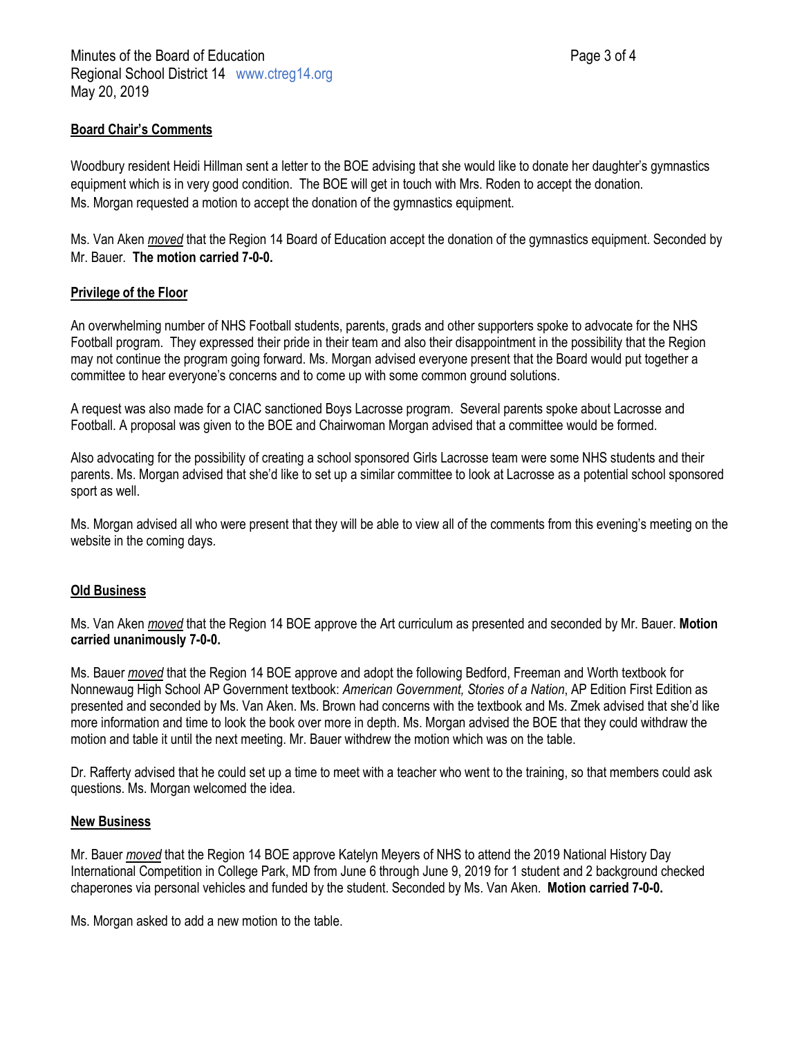## Board Chair's Comments

Woodbury resident Heidi Hillman sent a letter to the BOE advising that she would like to donate her daughter's gymnastics equipment which is in very good condition. The BOE will get in touch with Mrs. Roden to accept the donation. Ms. Morgan requested a motion to accept the donation of the gymnastics equipment.

Ms. Van Aken *moved* that the Region 14 Board of Education accept the donation of the gymnastics equipment. Seconded by Mr. Bauer. **The motion carried 7-0-0.**

## Privilege of the Floor

An overwhelming number of NHS Football students, parents, grads and other supporters spoke to advocate for the NHS Football program. They expressed their pride in their team and also their disappointment in the possibility that the Region may not continue the program going forward. Ms. Morgan advised everyone present that the Board would put together a committee to hear everyone's concerns and to come up with some common ground solutions.

A request was also made for a CIAC sanctioned Boys Lacrosse program. Several parents spoke about Lacrosse and Football. A proposal was given to the BOE and Chairwoman Morgan advised that a committee would be formed.

Also advocating for the possibility of creating a school sponsored Girls Lacrosse team were some NHS students and their parents. Ms. Morgan advised that she'd like to set up a similar committee to look at Lacrosse as a potential school sponsored sport as well.

Ms. Morgan advised all who were present that they will be able to view all of the comments from this evening's meeting on the website in the coming days.

## Old Business

Ms. Van Aken *moved* that the Region 14 BOE approve the Art curriculum as presented and seconded by Mr. Bauer. **Motion carried unanimously 7-0-0.**

Ms. Bauer *moved* that the Region 14 BOE approve and adopt the following Bedford, Freeman and Worth textbook for Nonnewaug High School AP Government textbook: *American Government, Stories of a Nation*, AP Edition First Edition as presented and seconded by Ms. Van Aken. Ms. Brown had concerns with the textbook and Ms. Zmek advised that she'd like more information and time to look the book over more in depth. Ms. Morgan advised the BOE that they could withdraw the motion and table it until the next meeting. Mr. Bauer withdrew the motion which was on the table.

Dr. Rafferty advised that he could set up a time to meet with a teacher who went to the training, so that members could ask questions. Ms. Morgan welcomed the idea.

## New Business

Mr. Bauer *moved* that the Region 14 BOE approve Katelyn Meyers of NHS to attend the 2019 National History Day International Competition in College Park, MD from June 6 through June 9, 2019 for 1 student and 2 background checked chaperones via personal vehicles and funded by the student. Seconded by Ms. Van Aken. **Motion carried 7-0-0.**

Ms. Morgan asked to add a new motion to the table.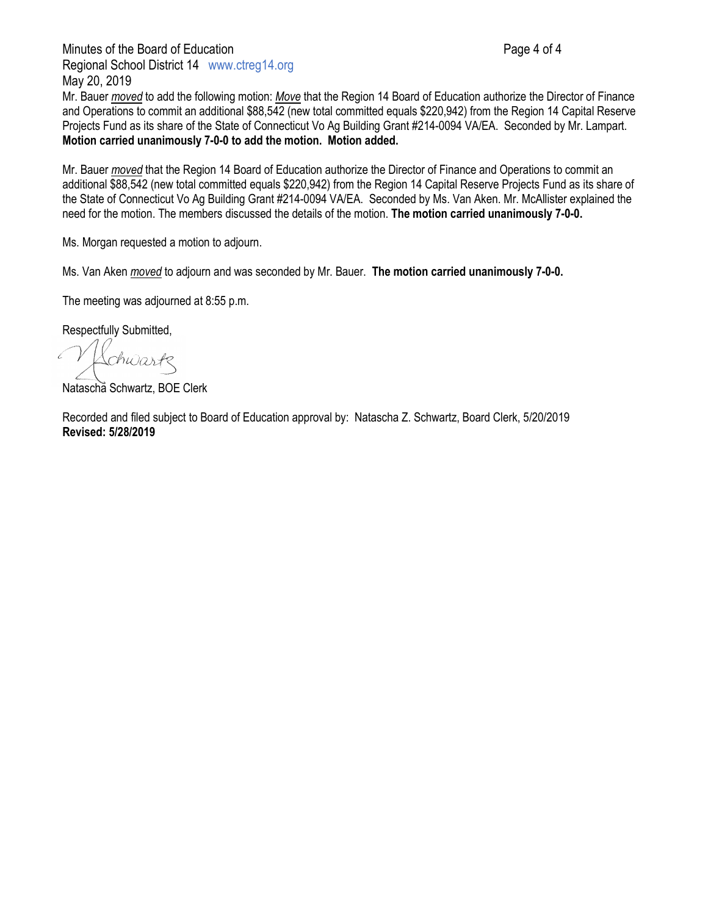Mr. Bauer *moved* to add the following motion: *Move* that the Region 14 Board of Education authorize the Director of Finance and Operations to commit an additional $88,542 (new total committed equals $220,942) from the Region 14 Capital Reserve Projects Fund as its share of the State of Connecticut Vo Ag Building Grant #214-0094 VA/EA. Seconded by Mr. Lampart. **Motion carried unanimously 7-0-0 to add the motion. Motion added.**

Mr. Bauer *moved* that the Region 14 Board of Education authorize the Director of Finance and Operations to commit an additional $88,542 (new total committed equals $220,942) from the Region 14 Capital Reserve Projects Fund as its share of the State of Connecticut Vo Ag Building Grant #214-0094 VA/EA. Seconded by Ms. Van Aken. Mr. McAllister explained the need for the motion. The members discussed the details of the motion. **The motion carried unanimously 7-0-0.**

Ms. Morgan requested a motion to adjourn.

Ms. Van Aken *moved* to adjourn and was seconded by Mr. Bauer. **The motion carried unanimously 7-0-0.**

The meeting was adjourned at 8:55 p.m.

Respectfully Submitted,

Natascha Schwartz, BOE Clerk

Recorded and filed subject to Board of Education approval by: Natascha Z. Schwartz, Board Clerk, 5/20/2019
**Revised: 5/28/2019**